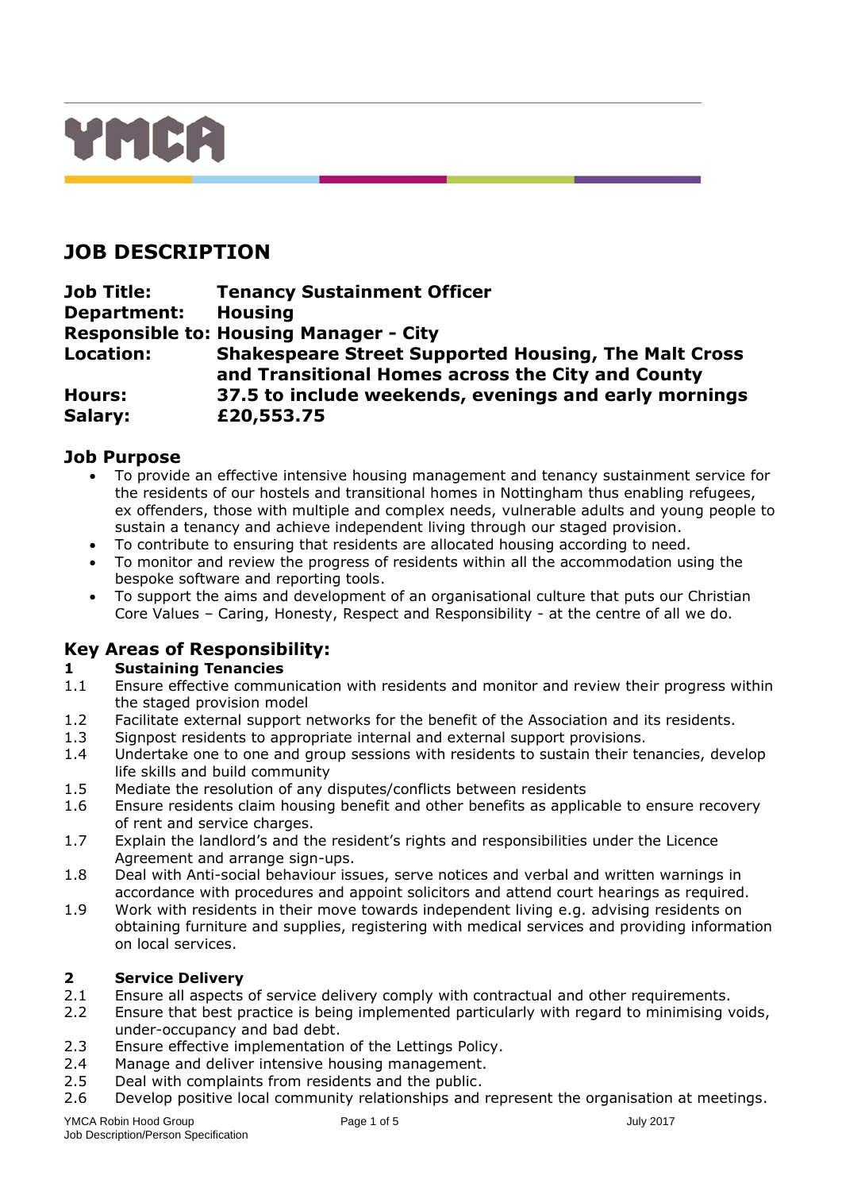# JOB DESCRIPTION

**Job Title:** Tenancy Sustainment Officer
**Department:** Housing
**Responsible to:** Housing Manager - City
**Location:** Shakespeare Street Supported Housing, The Malt Cross and Transitional Homes across the City and County
**Hours:** 37.5 to include weekends, evenings and early mornings
**Salary:** £20,553.75

## Job Purpose

- To provide an effective intensive housing management and tenancy sustainment service for the residents of our hostels and transitional homes in Nottingham thus enabling refugees, ex offenders, those with multiple and complex needs, vulnerable adults and young people to sustain a tenancy and achieve independent living through our staged provision.
- To contribute to ensuring that residents are allocated housing according to need.
- To monitor and review the progress of residents within all the accommodation using the bespoke software and reporting tools.
- To support the aims and development of an organisational culture that puts our Christian Core Values – Caring, Honesty, Respect and Responsibility - at the centre of all we do.

## Key Areas of Responsibility:

**1 Sustaining Tenancies**

1.1 Ensure effective communication with residents and monitor and review their progress within the staged provision model

1.2 Facilitate external support networks for the benefit of the Association and its residents.

1.3 Signpost residents to appropriate internal and external support provisions.

1.4 Undertake one to one and group sessions with residents to sustain their tenancies, develop life skills and build community

1.5 Mediate the resolution of any disputes/conflicts between residents

1.6 Ensure residents claim housing benefit and other benefits as applicable to ensure recovery of rent and service charges.

1.7 Explain the landlord's and the resident's rights and responsibilities under the Licence Agreement and arrange sign-ups.

1.8 Deal with Anti-social behaviour issues, serve notices and verbal and written warnings in accordance with procedures and appoint solicitors and attend court hearings as required.

1.9 Work with residents in their move towards independent living e.g. advising residents on obtaining furniture and supplies, registering with medical services and providing information on local services.

**2 Service Delivery**

2.1 Ensure all aspects of service delivery comply with contractual and other requirements.

2.2 Ensure that best practice is being implemented particularly with regard to minimising voids, under-occupancy and bad debt.

2.3 Ensure effective implementation of the Lettings Policy.

2.4 Manage and deliver intensive housing management.

2.5 Deal with complaints from residents and the public.

2.6 Develop positive local community relationships and represent the organisation at meetings.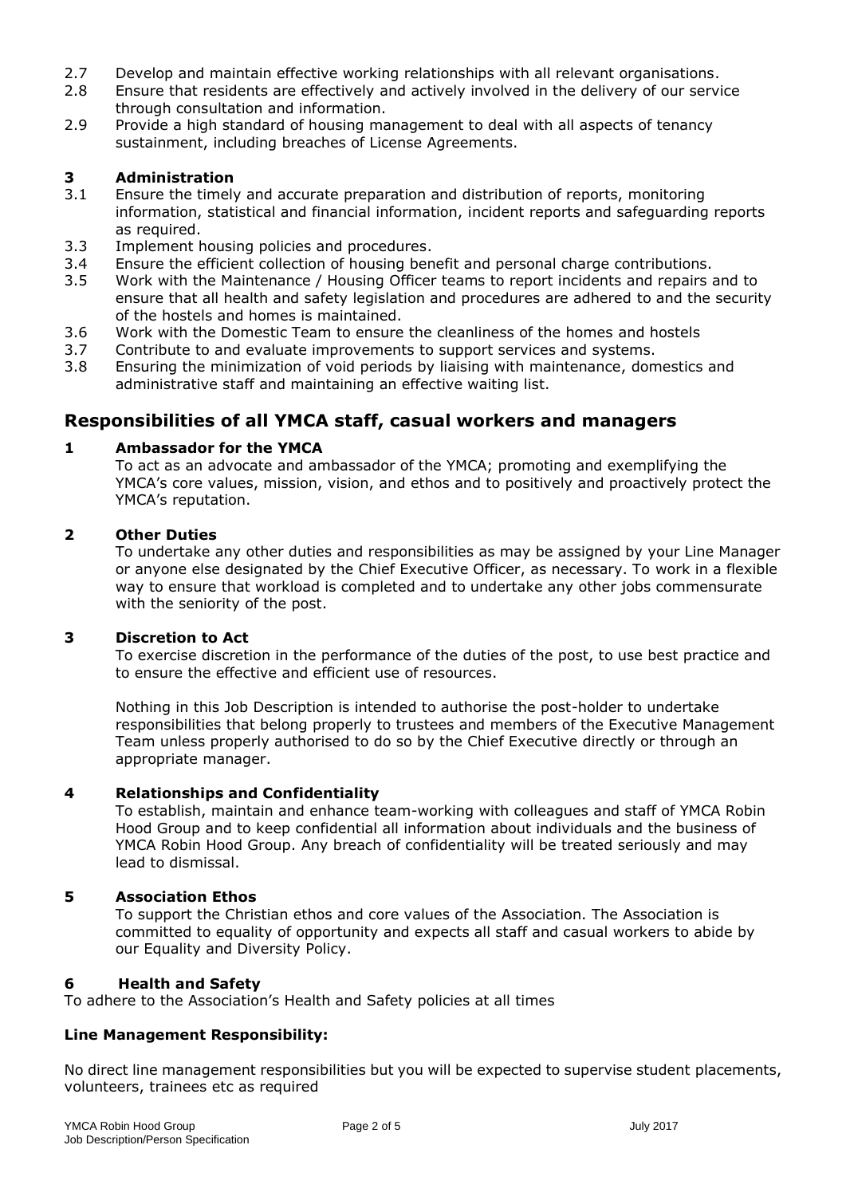2.7 Develop and maintain effective working relationships with all relevant organisations.

2.8 Ensure that residents are effectively and actively involved in the delivery of our service through consultation and information.

2.9 Provide a high standard of housing management to deal with all aspects of tenancy sustainment, including breaches of License Agreements.

### 3 Administration

3.1 Ensure the timely and accurate preparation and distribution of reports, monitoring information, statistical and financial information, incident reports and safeguarding reports as required.

3.3 Implement housing policies and procedures.

3.4 Ensure the efficient collection of housing benefit and personal charge contributions.

3.5 Work with the Maintenance / Housing Officer teams to report incidents and repairs and to ensure that all health and safety legislation and procedures are adhered to and the security of the hostels and homes is maintained.

3.6 Work with the Domestic Team to ensure the cleanliness of the homes and hostels

3.7 Contribute to and evaluate improvements to support services and systems.

3.8 Ensuring the minimization of void periods by liaising with maintenance, domestics and administrative staff and maintaining an effective waiting list.

## Responsibilities of all YMCA staff, casual workers and managers

### 1 Ambassador for the YMCA

To act as an advocate and ambassador of the YMCA; promoting and exemplifying the YMCA's core values, mission, vision, and ethos and to positively and proactively protect the YMCA's reputation.

### 2 Other Duties

To undertake any other duties and responsibilities as may be assigned by your Line Manager or anyone else designated by the Chief Executive Officer, as necessary. To work in a flexible way to ensure that workload is completed and to undertake any other jobs commensurate with the seniority of the post.

### 3 Discretion to Act

To exercise discretion in the performance of the duties of the post, to use best practice and to ensure the effective and efficient use of resources.

Nothing in this Job Description is intended to authorise the post-holder to undertake responsibilities that belong properly to trustees and members of the Executive Management Team unless properly authorised to do so by the Chief Executive directly or through an appropriate manager.

### 4 Relationships and Confidentiality

To establish, maintain and enhance team-working with colleagues and staff of YMCA Robin Hood Group and to keep confidential all information about individuals and the business of YMCA Robin Hood Group. Any breach of confidentiality will be treated seriously and may lead to dismissal.

### 5 Association Ethos

To support the Christian ethos and core values of the Association. The Association is committed to equality of opportunity and expects all staff and casual workers to abide by our Equality and Diversity Policy.

### 6 Health and Safety

To adhere to the Association's Health and Safety policies at all times

**Line Management Responsibility:**

No direct line management responsibilities but you will be expected to supervise student placements, volunteers, trainees etc as required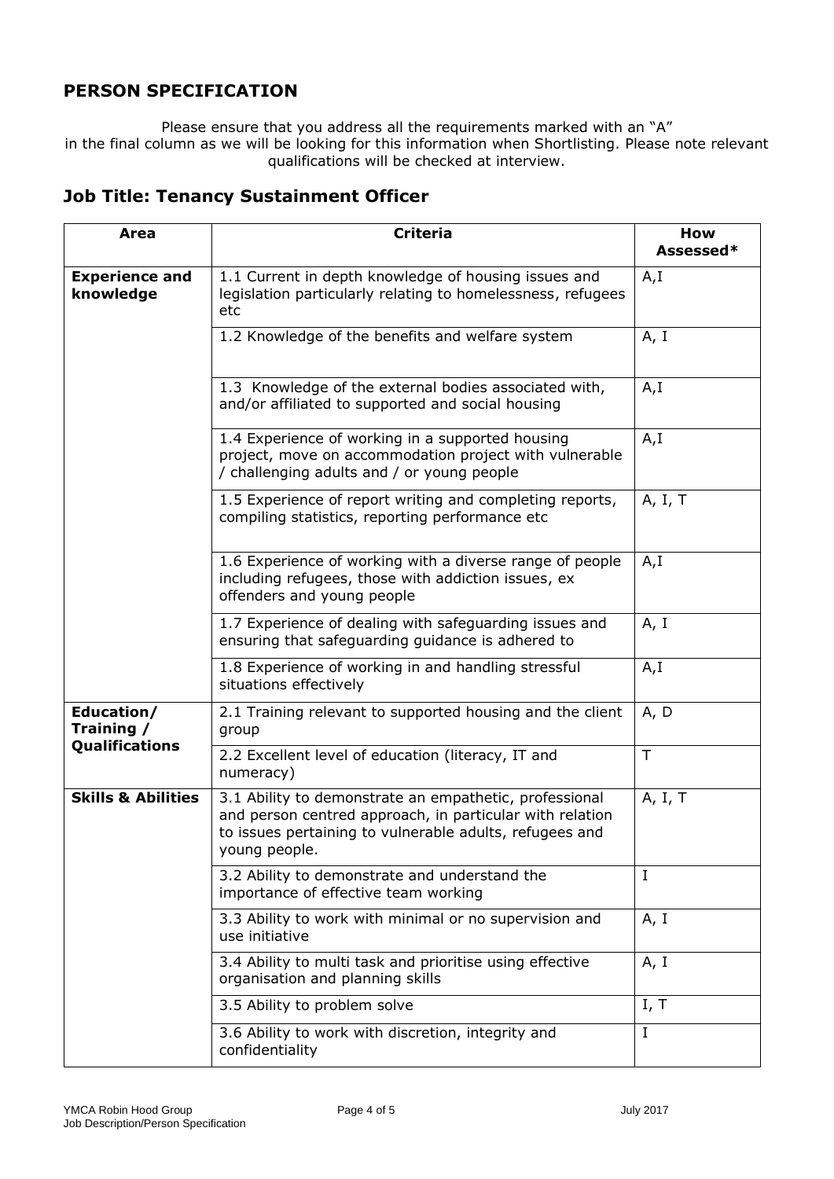## PERSON SPECIFICATION

Please ensure that you address all the requirements marked with an "A" in the final column as we will be looking for this information when Shortlisting. Please note relevant qualifications will be checked at interview.

## Job Title: Tenancy Sustainment Officer

| Area | Criteria | How Assessed* |
|---|---|---|
| **Experience and knowledge** | 1.1 Current in depth knowledge of housing issues and legislation particularly relating to homelessness, refugees etc | A,I |
| | 1.2 Knowledge of the benefits and welfare system | A, I |
| | 1.3 Knowledge of the external bodies associated with, and/or affiliated to supported and social housing | A,I |
| | 1.4 Experience of working in a supported housing project, move on accommodation project with vulnerable / challenging adults and / or young people | A,I |
| | 1.5 Experience of report writing and completing reports, compiling statistics, reporting performance etc | A, I, T |
| | 1.6 Experience of working with a diverse range of people including refugees, those with addiction issues, ex offenders and young people | A,I |
| | 1.7 Experience of dealing with safeguarding issues and ensuring that safeguarding guidance is adhered to | A, I |
| | 1.8 Experience of working in and handling stressful situations effectively | A,I |
| **Education/ Training / Qualifications** | 2.1 Training relevant to supported housing and the client group | A, D |
| | 2.2 Excellent level of education (literacy, IT and numeracy) | T |
| **Skills & Abilities** | 3.1 Ability to demonstrate an empathetic, professional and person centred approach, in particular with relation to issues pertaining to vulnerable adults, refugees and young people. | A, I, T |
| | 3.2 Ability to demonstrate and understand the importance of effective team working | I |
| | 3.3 Ability to work with minimal or no supervision and use initiative | A, I |
| | 3.4 Ability to multi task and prioritise using effective organisation and planning skills | A, I |
| | 3.5 Ability to problem solve | I, T |
| | 3.6 Ability to work with discretion, integrity and confidentiality | I |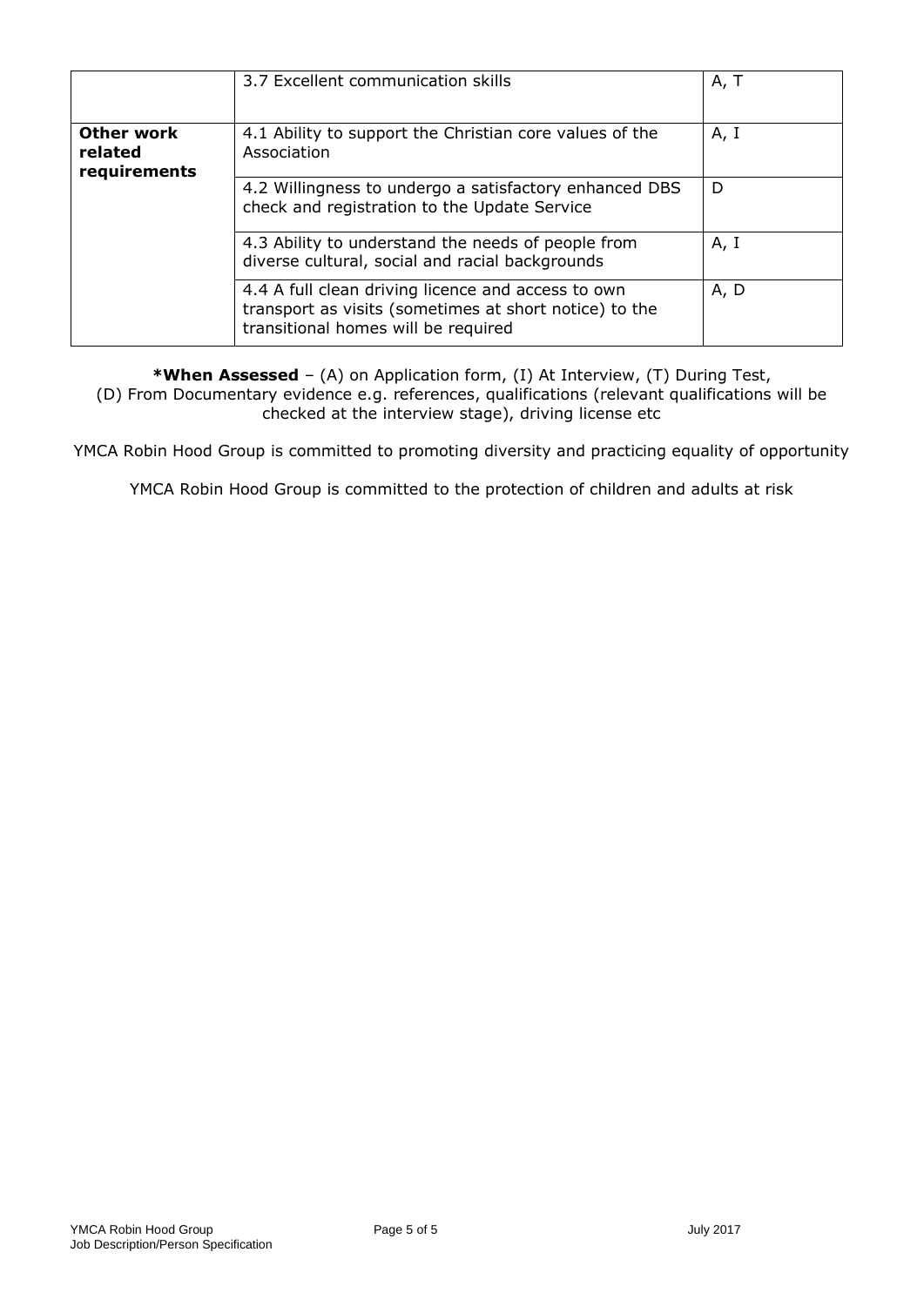| | | |
|---|---|---|
| | 3.7 Excellent communication skills | A, T |
| **Other work related requirements** | 4.1 Ability to support the Christian core values of the Association | A, I |
| | 4.2 Willingness to undergo a satisfactory enhanced DBS check and registration to the Update Service | D |
| | 4.3 Ability to understand the needs of people from diverse cultural, social and racial backgrounds | A, I |
| | 4.4 A full clean driving licence and access to own transport as visits (sometimes at short notice) to the transitional homes will be required | A, D |

**\*When Assessed** – (A) on Application form, (I) At Interview, (T) During Test, (D) From Documentary evidence e.g. references, qualifications (relevant qualifications will be checked at the interview stage), driving license etc

YMCA Robin Hood Group is committed to promoting diversity and practicing equality of opportunity

YMCA Robin Hood Group is committed to the protection of children and adults at risk